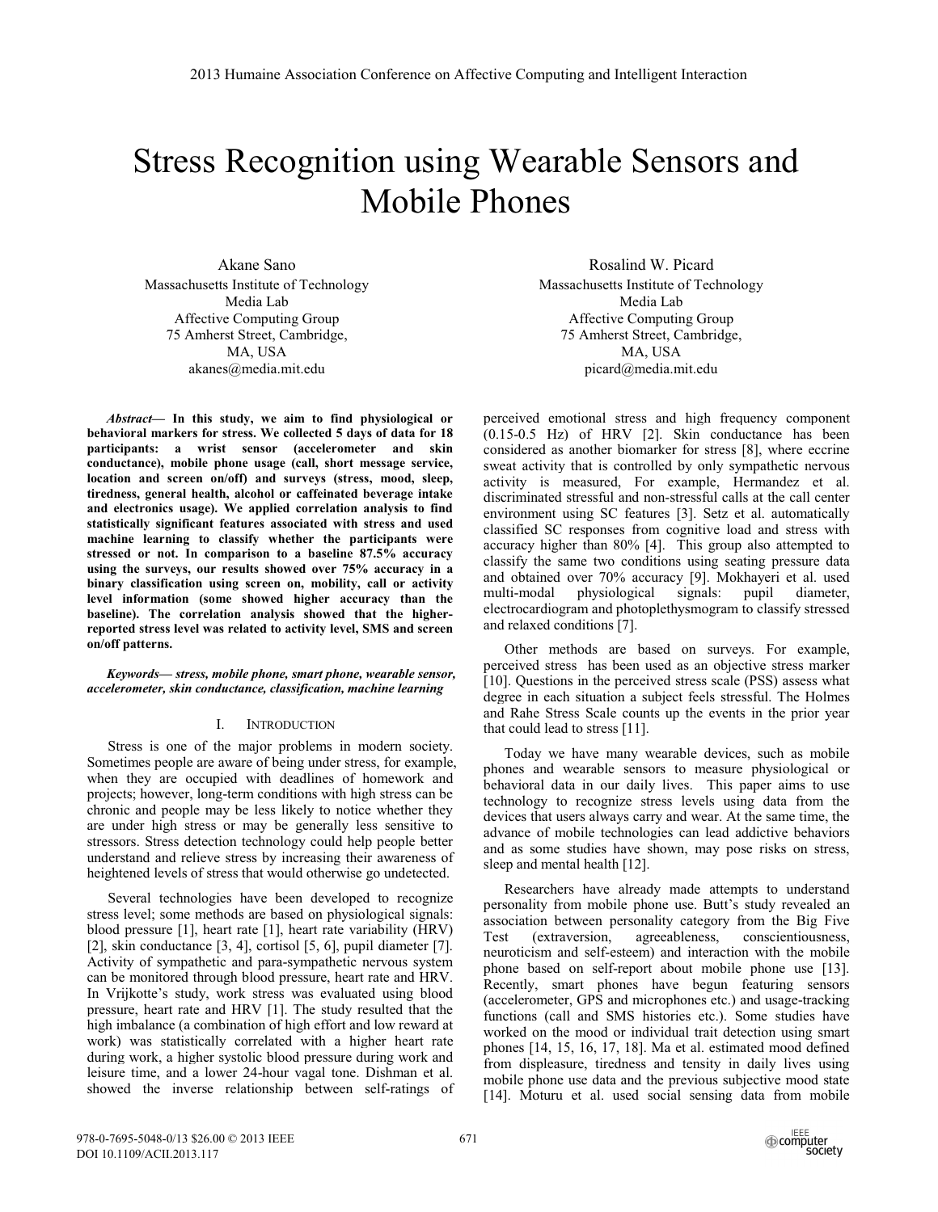# Stress Recognition using Wearable Sensors and Mobile Phones

Akane Sano
Massachusetts Institute of Technology
Media Lab
Affective Computing Group
75 Amherst Street, Cambridge,
MA, USA
akanes@media.mit.edu

Rosalind W. Picard
Massachusetts Institute of Technology
Media Lab
Affective Computing Group
75 Amherst Street, Cambridge,
MA, USA
picard@media.mit.edu

***Abstract*— In this study, we aim to find physiological or behavioral markers for stress. We collected 5 days of data for 18 participants: a wrist sensor (accelerometer and skin conductance), mobile phone usage (call, short message service, location and screen on/off) and surveys (stress, mood, sleep, tiredness, general health, alcohol or caffeinated beverage intake and electronics usage). We applied correlation analysis to find statistically significant features associated with stress and used machine learning to classify whether the participants were stressed or not. In comparison to a baseline 87.5% accuracy using the surveys, our results showed over 75% accuracy in a binary classification using screen on, mobility, call or activity level information (some showed higher accuracy than the baseline). The correlation analysis showed that the higher-reported stress level was related to activity level, SMS and screen on/off patterns.**

***Keywords*— *stress, mobile phone, smart phone, wearable sensor, accelerometer, skin conductance, classification, machine learning***

## I. Introduction

Stress is one of the major problems in modern society. Sometimes people are aware of being under stress, for example, when they are occupied with deadlines of homework and projects; however, long-term conditions with high stress can be chronic and people may be less likely to notice whether they are under high stress or may be generally less sensitive to stressors. Stress detection technology could help people better understand and relieve stress by increasing their awareness of heightened levels of stress that would otherwise go undetected.

Several technologies have been developed to recognize stress level; some methods are based on physiological signals: blood pressure [1], heart rate [1], heart rate variability (HRV) [2], skin conductance [3, 4], cortisol [5, 6], pupil diameter [7]. Activity of sympathetic and para-sympathetic nervous system can be monitored through blood pressure, heart rate and HRV. In Vrijkotte's study, work stress was evaluated using blood pressure, heart rate and HRV [1]. The study resulted that the high imbalance (a combination of high effort and low reward at work) was statistically correlated with a higher heart rate during work, a higher systolic blood pressure during work and leisure time, and a lower 24-hour vagal tone. Dishman et al. showed the inverse relationship between self-ratings of perceived emotional stress and high frequency component (0.15-0.5 Hz) of HRV [2]. Skin conductance has been considered as another biomarker for stress [8], where eccrine sweat activity that is controlled by only sympathetic nervous activity is measured, For example, Hermandez et al. discriminated stressful and non-stressful calls at the call center environment using SC features [3]. Setz et al. automatically classified SC responses from cognitive load and stress with accuracy higher than 80% [4]. This group also attempted to classify the same two conditions using seating pressure data and obtained over 70% accuracy [9]. Mokhayeri et al. used multi-modal physiological signals: pupil diameter, electrocardiogram and photoplethysmogram to classify stressed and relaxed conditions [7].

Other methods are based on surveys. For example, perceived stress has been used as an objective stress marker [10]. Questions in the perceived stress scale (PSS) assess what degree in each situation a subject feels stressful. The Holmes and Rahe Stress Scale counts up the events in the prior year that could lead to stress [11].

Today we have many wearable devices, such as mobile phones and wearable sensors to measure physiological or behavioral data in our daily lives. This paper aims to use technology to recognize stress levels using data from the devices that users always carry and wear. At the same time, the advance of mobile technologies can lead addictive behaviors and as some studies have shown, may pose risks on stress, sleep and mental health [12].

Researchers have already made attempts to understand personality from mobile phone use. Butt's study revealed an association between personality category from the Big Five Test (extraversion, agreeableness, conscientiousness, neuroticism and self-esteem) and interaction with the mobile phone based on self-report about mobile phone use [13]. Recently, smart phones have begun featuring sensors (accelerometer, GPS and microphones etc.) and usage-tracking functions (call and SMS histories etc.). Some studies have worked on the mood or individual trait detection using smart phones [14, 15, 16, 17, 18]. Ma et al. estimated mood defined from displeasure, tiredness and tensity in daily lives using mobile phone use data and the previous subjective mood state [14]. Moturu et al. used social sensing data from mobile

978-0-7695-5048-0/13 $26.00 © 2013 IEEE
DOI 10.1109/ACII.2013.117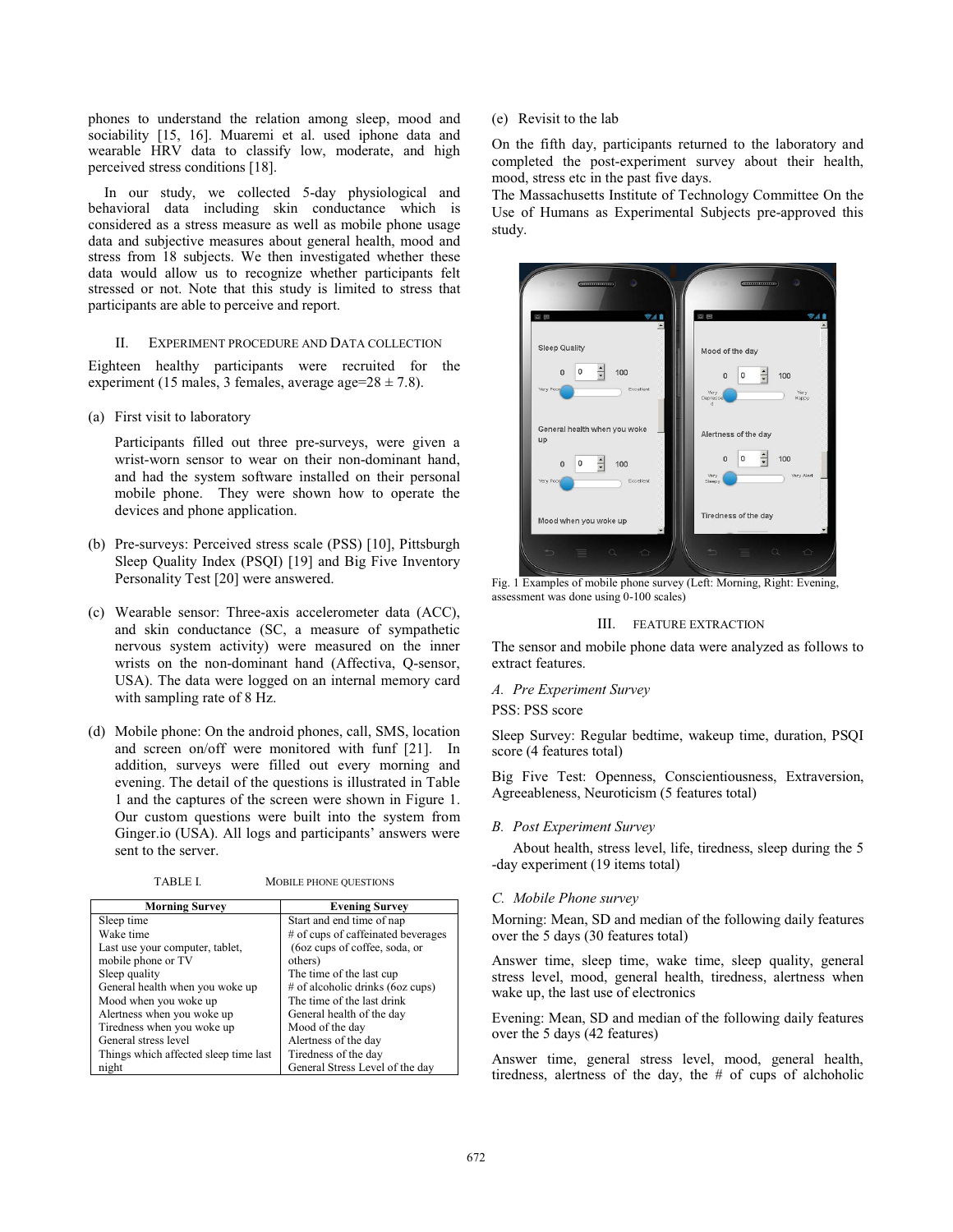phones to understand the relation among sleep, mood and sociability [15, 16]. Muaremi et al. used iphone data and wearable HRV data to classify low, moderate, and high perceived stress conditions [18].

In our study, we collected 5-day physiological and behavioral data including skin conductance which is considered as a stress measure as well as mobile phone usage data and subjective measures about general health, mood and stress from 18 subjects. We then investigated whether these data would allow us to recognize whether participants felt stressed or not. Note that this study is limited to stress that participants are able to perceive and report.

## II. Experiment Procedure and Data Collection

Eighteen healthy participants were recruited for the experiment (15 males, 3 females, average age=28 ± 7.8).

(a) First visit to laboratory

Participants filled out three pre-surveys, were given a wrist-worn sensor to wear on their non-dominant hand, and had the system software installed on their personal mobile phone. They were shown how to operate the devices and phone application.

(b) Pre-surveys: Perceived stress scale (PSS) [10], Pittsburgh Sleep Quality Index (PSQI) [19] and Big Five Inventory Personality Test [20] were answered.

(c) Wearable sensor: Three-axis accelerometer data (ACC), and skin conductance (SC, a measure of sympathetic nervous system activity) were measured on the inner wrists on the non-dominant hand (Affectiva, Q-sensor, USA). The data were logged on an internal memory card with sampling rate of 8 Hz.

(d) Mobile phone: On the android phones, call, SMS, location and screen on/off were monitored with funf [21]. In addition, surveys were filled out every morning and evening. The detail of the questions is illustrated in Table 1 and the captures of the screen were shown in Figure 1. Our custom questions were built into the system from Ginger.io (USA). All logs and participants' answers were sent to the server.

TABLE I. Mobile Phone Questions

| Morning Survey | Evening Survey |
|---|---|
| Sleep time | Start and end time of nap |
| Wake time | # of cups of caffeinated beverages (6oz cups of coffee, soda, or others) |
| Last use your computer, tablet, mobile phone or TV | The time of the last cup |
| Sleep quality | # of alcoholic drinks (6oz cups) |
| General health when you woke up | The time of the last drink |
| Mood when you woke up | General health of the day |
| Alertness when you woke up | Mood of the day |
| Tiredness when you woke up | Alertness of the day |
| General stress level | Tiredness of the day |
| Things which affected sleep time last night | General Stress Level of the day |

(e) Revisit to the lab

On the fifth day, participants returned to the laboratory and completed the post-experiment survey about their health, mood, stress etc in the past five days.

The Massachusetts Institute of Technology Committee On the Use of Humans as Experimental Subjects pre-approved this study.

Fig. 1 Examples of mobile phone survey (Left: Morning, Right: Evening, assessment was done using 0-100 scales)

## III. Feature Extraction

The sensor and mobile phone data were analyzed as follows to extract features.

### A. Pre Experiment Survey

PSS: PSS score

Sleep Survey: Regular bedtime, wakeup time, duration, PSQI score (4 features total)

Big Five Test: Openness, Conscientiousness, Extraversion, Agreeableness, Neuroticism (5 features total)

### B. Post Experiment Survey

About health, stress level, life, tiredness, sleep during the 5 -day experiment (19 items total)

### C. Mobile Phone survey

Morning: Mean, SD and median of the following daily features over the 5 days (30 features total)

Answer time, sleep time, wake time, sleep quality, general stress level, mood, general health, tiredness, alertness when wake up, the last use of electronics

Evening: Mean, SD and median of the following daily features over the 5 days (42 features)

Answer time, general stress level, mood, general health, tiredness, alertness of the day, the # of cups of alchoholic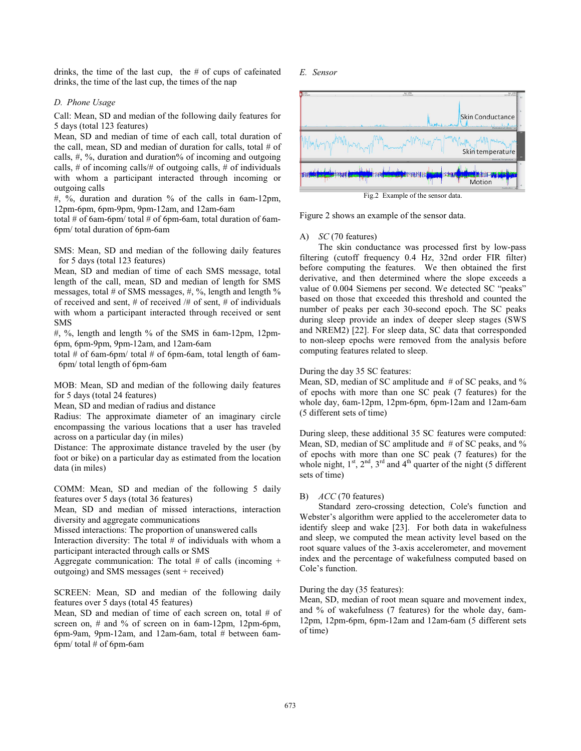drinks, the time of the last cup, the # of cups of cafeinated drinks, the time of the last cup, the times of the nap

### D. Phone Usage

Call: Mean, SD and median of the following daily features for 5 days (total 123 features)
Mean, SD and median of time of each call, total duration of the call, mean, SD and median of duration for calls, total # of calls, #, %, duration and duration% of incoming and outgoing calls, # of incoming calls/# of outgoing calls, # of individuals with whom a participant interacted through incoming or outgoing calls
#, %, duration and duration % of the calls in 6am-12pm, 12pm-6pm, 6pm-9pm, 9pm-12am, and 12am-6am
total # of 6am-6pm/ total # of 6pm-6am, total duration of 6am-6pm/ total duration of 6pm-6am

SMS: Mean, SD and median of the following daily features for 5 days (total 123 features)
Mean, SD and median of time of each SMS message, total length of the call, mean, SD and median of length for SMS messages, total # of SMS messages, #, %, length and length % of received and sent, # of received /# of sent, # of individuals with whom a participant interacted through received or sent SMS
#, %, length and length % of the SMS in 6am-12pm, 12pm-6pm, 6pm-9pm, 9pm-12am, and 12am-6am
total # of 6am-6pm/ total # of 6pm-6am, total length of 6am-6pm/ total length of 6pm-6am

MOB: Mean, SD and median of the following daily features for 5 days (total 24 features)
Mean, SD and median of radius and distance
Radius: The approximate diameter of an imaginary circle encompassing the various locations that a user has traveled across on a particular day (in miles)
Distance: The approximate distance traveled by the user (by foot or bike) on a particular day as estimated from the location data (in miles)

COMM: Mean, SD and median of the following 5 daily features over 5 days (total 36 features)
Mean, SD and median of missed interactions, interaction diversity and aggregate communications
Missed interactions: The proportion of unanswered calls
Interaction diversity: The total # of individuals with whom a participant interacted through calls or SMS
Aggregate communication: The total # of calls (incoming + outgoing) and SMS messages (sent + received)

SCREEN: Mean, SD and median of the following daily features over 5 days (total 45 features)
Mean, SD and median of time of each screen on, total # of screen on, # and % of screen on in 6am-12pm, 12pm-6pm, 6pm-9am, 9pm-12am, and 12am-6am, total # between 6am-6pm/ total # of 6pm-6am

### E. Sensor

Fig.2 Example of the sensor data.

Figure 2 shows an example of the sensor data.

A) *SC* (70 features)

The skin conductance was processed first by low-pass filtering (cutoff frequency 0.4 Hz, 32nd order FIR filter) before computing the features. We then obtained the first derivative, and then determined where the slope exceeds a value of 0.004 Siemens per second. We detected SC "peaks" based on those that exceeded this threshold and counted the number of peaks per each 30-second epoch. The SC peaks during sleep provide an index of deeper sleep stages (SWS and NREM2) [22]. For sleep data, SC data that corresponded to non-sleep epochs were removed from the analysis before computing features related to sleep.

During the day 35 SC features:
Mean, SD, median of SC amplitude and # of SC peaks, and % of epochs with more than one SC peak (7 features) for the whole day, 6am-12pm, 12pm-6pm, 6pm-12am and 12am-6am (5 different sets of time)

During sleep, these additional 35 SC features were computed:
Mean, SD, median of SC amplitude and # of SC peaks, and % of epochs with more than one SC peak (7 features) for the whole night, 1st, 2nd, 3rd and 4th quarter of the night (5 different sets of time)

B) *ACC* (70 features)

Standard zero-crossing detection, Cole's function and Webster's algorithm were applied to the accelerometer data to identify sleep and wake [23]. For both data in wakefulness and sleep, we computed the mean activity level based on the root square values of the 3-axis accelerometer, and movement index and the percentage of wakefulness computed based on Cole's function.

During the day (35 features):
Mean, SD, median of root mean square and movement index, and % of wakefulness (7 features) for the whole day, 6am-12pm, 12pm-6pm, 6pm-12am and 12am-6am (5 different sets of time)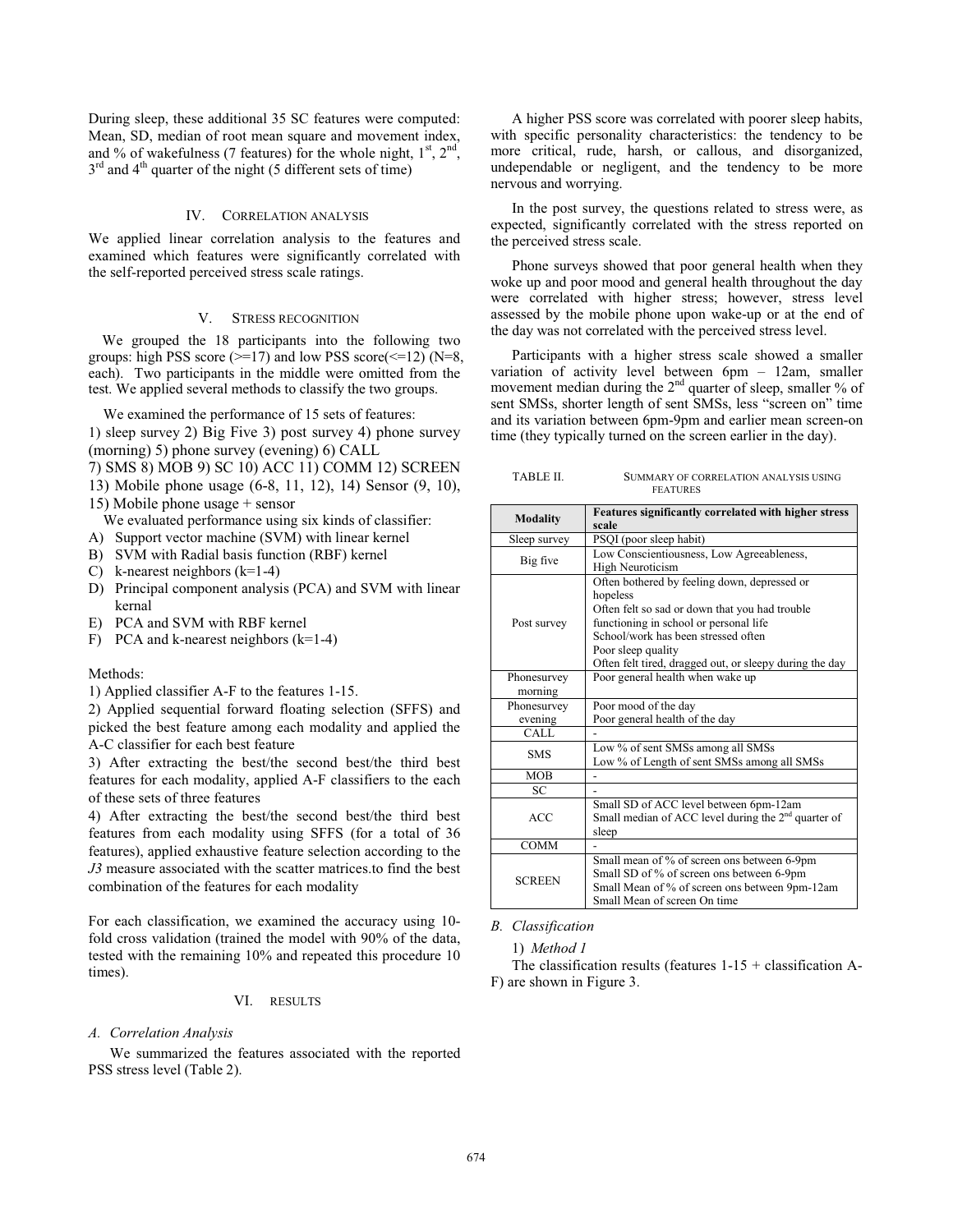During sleep, these additional 35 SC features were computed: Mean, SD, median of root mean square and movement index, and % of wakefulness (7 features) for the whole night, 1st, 2nd, 3rd and 4th quarter of the night (5 different sets of time)

## IV. Correlation analysis

We applied linear correlation analysis to the features and examined which features were significantly correlated with the self-reported perceived stress scale ratings.

## V. Stress recognition

We grouped the 18 participants into the following two groups: high PSS score (>=17) and low PSS score(<=12) (N=8, each). Two participants in the middle were omitted from the test. We applied several methods to classify the two groups.

We examined the performance of 15 sets of features:

1) sleep survey 2) Big Five 3) post survey 4) phone survey (morning) 5) phone survey (evening) 6) CALL
7) SMS 8) MOB 9) SC 10) ACC 11) COMM 12) SCREEN
13) Mobile phone usage (6-8, 11, 12), 14) Sensor (9, 10),
15) Mobile phone usage + sensor

We evaluated performance using six kinds of classifier:

A) Support vector machine (SVM) with linear kernel
B) SVM with Radial basis function (RBF) kernel
C) k-nearest neighbors (k=1-4)
D) Principal component analysis (PCA) and SVM with linear kernal
E) PCA and SVM with RBF kernel
F) PCA and k-nearest neighbors (k=1-4)

Methods:

1) Applied classifier A-F to the features 1-15.
2) Applied sequential forward floating selection (SFFS) and picked the best feature among each modality and applied the A-C classifier for each best feature
3) After extracting the best/the second best/the third best features for each modality, applied A-F classifiers to the each of these sets of three features
4) After extracting the best/the second best/the third best features from each modality using SFFS (for a total of 36 features), applied exhaustive feature selection according to the *J3* measure associated with the scatter matrices.to find the best combination of the features for each modality

For each classification, we examined the accuracy using 10-fold cross validation (trained the model with 90% of the data, tested with the remaining 10% and repeated this procedure 10 times).

## VI. Results

### A. Correlation Analysis

We summarized the features associated with the reported PSS stress level (Table 2).

A higher PSS score was correlated with poorer sleep habits, with specific personality characteristics: the tendency to be more critical, rude, harsh, or callous, and disorganized, undependable or negligent, and the tendency to be more nervous and worrying.

In the post survey, the questions related to stress were, as expected, significantly correlated with the stress reported on the perceived stress scale.

Phone surveys showed that poor general health when they woke up and poor mood and general health throughout the day were correlated with higher stress; however, stress level assessed by the mobile phone upon wake-up or at the end of the day was not correlated with the perceived stress level.

Participants with a higher stress scale showed a smaller variation of activity level between 6pm – 12am, smaller movement median during the 2nd quarter of sleep, smaller % of sent SMSs, shorter length of sent SMSs, less "screen on" time and its variation between 6pm-9pm and earlier mean screen-on time (they typically turned on the screen earlier in the day).

TABLE II. Summary of correlation analysis using features

| Modality | Features significantly correlated with higher stress scale |
|---|---|
| Sleep survey | PSQI (poor sleep habit) |
| Big five | Low Conscientiousness, Low Agreeableness, High Neuroticism |
| Post survey | Often bothered by feeling down, depressed or hopeless<br>Often felt so sad or down that you had trouble functioning in school or personal life<br>School/work has been stressed often<br>Poor sleep quality<br>Often felt tired, dragged out, or sleepy during the day |
| Phonesurvey morning | Poor general health when wake up |
| Phonesurvey evening | Poor mood of the day<br>Poor general health of the day |
| CALL | - |
| SMS | Low % of sent SMSs among all SMSs<br>Low % of Length of sent SMSs among all SMSs |
| MOB | - |
| SC | - |
| ACC | Small SD of ACC level between 6pm-12am<br>Small median of ACC level during the 2nd quarter of sleep |
| COMM | - |
| SCREEN | Small mean of % of screen ons between 6-9pm<br>Small SD of % of screen ons between 6-9pm<br>Small Mean of % of screen ons between 9pm-12am<br>Small Mean of screen On time |

### B. Classification

#### 1) Method 1

The classification results (features 1-15 + classification A-F) are shown in Figure 3.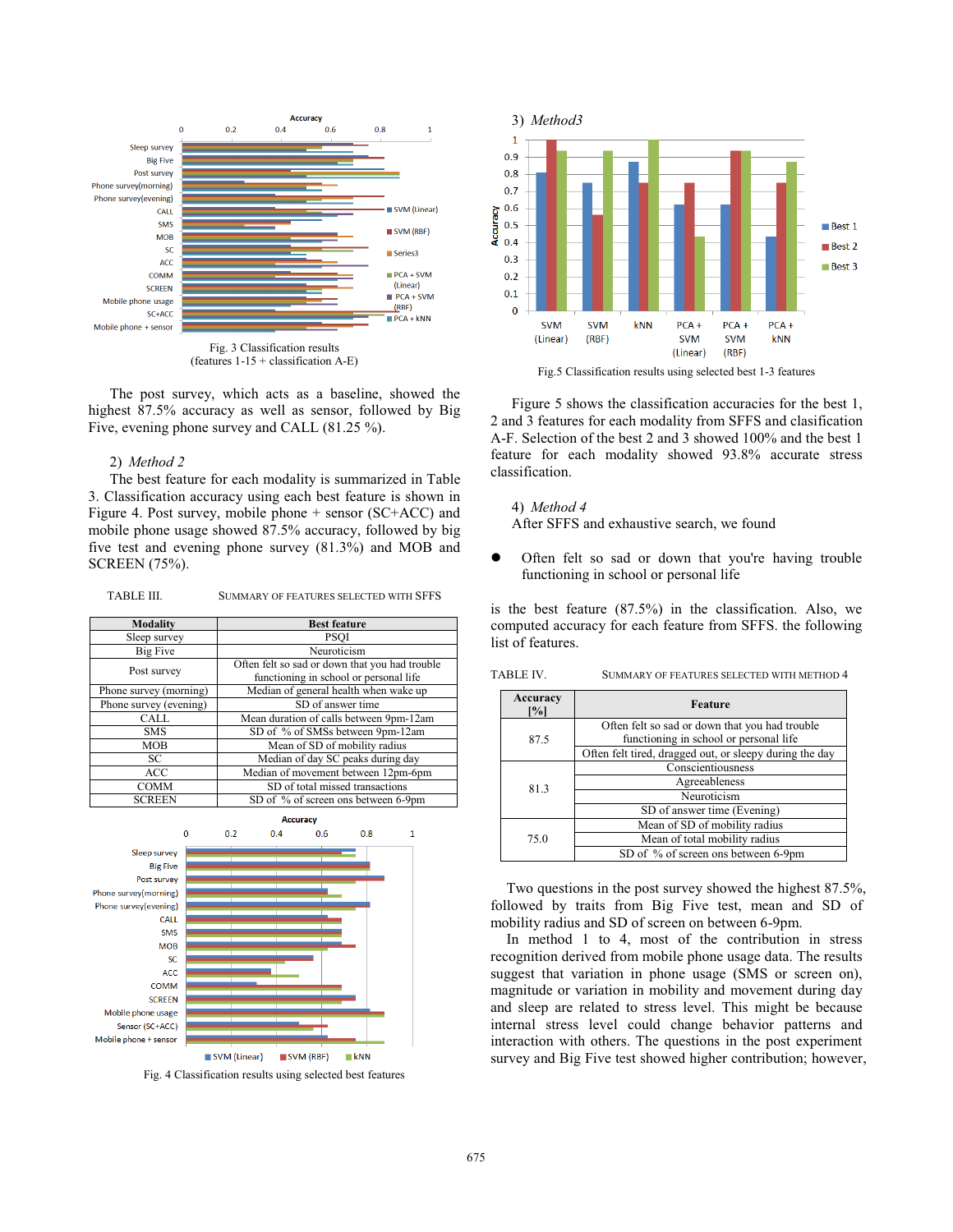Fig. 3 Classification results
(features 1-15 + classification A-E)

The post survey, which acts as a baseline, showed the highest 87.5% accuracy as well as sensor, followed by Big Five, evening phone survey and CALL (81.25 %).

### 2) *Method 2*

The best feature for each modality is summarized in Table 3. Classification accuracy using each best feature is shown in Figure 4. Post survey, mobile phone + sensor (SC+ACC) and mobile phone usage showed 87.5% accuracy, followed by big five test and evening phone survey (81.3%) and MOB and SCREEN (75%).

TABLE III. SUMMARY OF FEATURES SELECTED WITH SFFS

| Modality | Best feature |
|---|---|
| Sleep survey | PSQI |
| Big Five | Neuroticism |
| Post survey | Often felt so sad or down that you had trouble functioning in school or personal life |
| Phone survey (morning) | Median of general health when wake up |
| Phone survey (evening) | SD of answer time |
| CALL | Mean duration of calls between 9pm-12am |
| SMS | SD of % of SMSs between 9pm-12am |
| MOB | Mean of SD of mobility radius |
| SC | Median of day SC peaks during day |
| ACC | Median of movement between 12pm-6pm |
| COMM | SD of total missed transactions |
| SCREEN | SD of % of screen ons between 6-9pm |

Fig. 4 Classification results using selected best features

### 3) *Method3*

Fig.5 Classification results using selected best 1-3 features

Figure 5 shows the classification accuracies for the best 1, 2 and 3 features for each modality from SFFS and classification A-F. Selection of the best 2 and 3 showed 100% and the best 1 feature for each modality showed 93.8% accurate stress classification.

### 4) *Method 4*

After SFFS and exhaustive search, we found

- Often felt so sad or down that you're having trouble functioning in school or personal life

is the best feature (87.5%) in the classification. Also, we computed accuracy for each feature from SFFS. the following list of features.

TABLE IV. SUMMARY OF FEATURES SELECTED WITH METHOD 4

| Accuracy [%] | Feature |
|---|---|
| 87.5 | Often felt so sad or down that you had trouble functioning in school or personal life |
| | Often felt tired, dragged out, or sleepy during the day |
| 81.3 | Conscientiousness |
| | Agreeableness |
| | Neuroticism |
| | SD of answer time (Evening) |
| 75.0 | Mean of SD of mobility radius |
| | Mean of total mobility radius |
| | SD of % of screen ons between 6-9pm |

Two questions in the post survey showed the highest 87.5%, followed by traits from Big Five test, mean and SD of mobility radius and SD of screen on between 6-9pm.

In method 1 to 4, most of the contribution in stress recognition derived from mobile phone usage data. The results suggest that variation in phone usage (SMS or screen on), magnitude or variation in mobility and movement during day and sleep are related to stress level. This might be because internal stress level could change behavior patterns and interaction with others. The questions in the post survey and Big Five test showed higher contribution; however,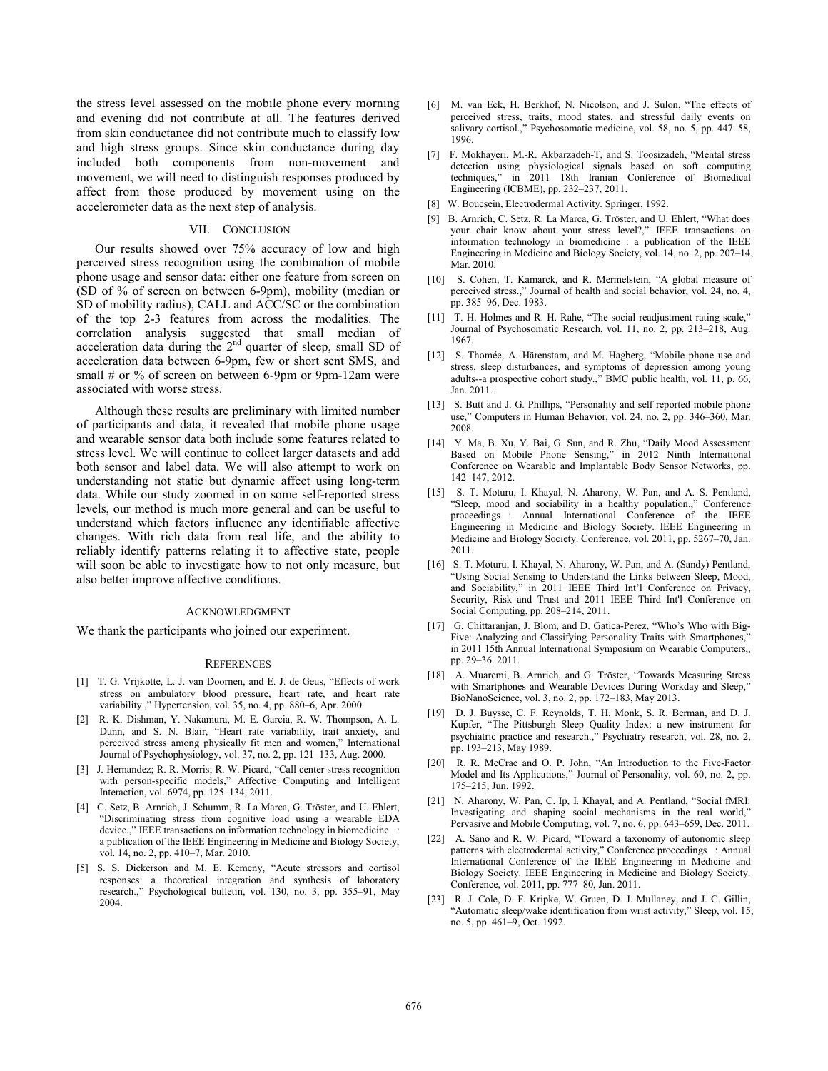the stress level assessed on the mobile phone every morning and evening did not contribute at all. The features derived from skin conductance did not contribute much to classify low and high stress groups. Since skin conductance during day included both components from non-movement and movement, we will need to distinguish responses produced by affect from those produced by movement using on the accelerometer data as the next step of analysis.

## VII. Conclusion

Our results showed over 75% accuracy of low and high perceived stress recognition using the combination of mobile phone usage and sensor data: either one feature from screen on (SD of % of screen on between 6-9pm), mobility (median or SD of mobility radius), CALL and ACC/SC or the combination of the top 2-3 features from across the modalities. The correlation analysis suggested that small median of acceleration data during the 2nd quarter of sleep, small SD of acceleration data between 6-9pm, few or short sent SMS, and small # or % of screen on between 6-9pm or 9pm-12am were associated with worse stress.

Although these results are preliminary with limited number of participants and data, it revealed that mobile phone usage and wearable sensor data both include some features related to stress level. We will continue to collect larger datasets and add both sensor and label data. We will also attempt to work on understanding not static but dynamic affect using long-term data. While our study zoomed in on some self-reported stress levels, our method is much more general and can be useful to understand which factors influence any identifiable affective changes. With rich data from real life, and the ability to reliably identify patterns relating it to affective state, people will soon be able to investigate how to not only measure, but also better improve affective conditions.

## Acknowledgment

We thank the participants who joined our experiment.

## References

[1] T. G. Vrijkotte, L. J. van Doornen, and E. J. de Geus, "Effects of work stress on ambulatory blood pressure, heart rate, and heart rate variability.," Hypertension, vol. 35, no. 4, pp. 880–6, Apr. 2000.

[2] R. K. Dishman, Y. Nakamura, M. E. Garcia, R. W. Thompson, A. L. Dunn, and S. N. Blair, "Heart rate variability, trait anxiety, and perceived stress among physically fit men and women," International Journal of Psychophysiology, vol. 37, no. 2, pp. 121–133, Aug. 2000.

[3] J. Hernandez; R. R. Morris; R. W. Picard, "Call center stress recognition with person-specific models," Affective Computing and Intelligent Interaction, vol. 6974, pp. 125–134, 2011.

[4] C. Setz, B. Arnrich, J. Schumm, R. La Marca, G. Tröster, and U. Ehlert, "Discriminating stress from cognitive load using a wearable EDA device.," IEEE transactions on information technology in biomedicine : a publication of the IEEE Engineering in Medicine and Biology Society, vol. 14, no. 2, pp. 410–7, Mar. 2010.

[5] S. S. Dickerson and M. E. Kemeny, "Acute stressors and cortisol responses: a theoretical integration and synthesis of laboratory research.," Psychological bulletin, vol. 130, no. 3, pp. 355–91, May 2004.

[6] M. van Eck, H. Berkhof, N. Nicolson, and J. Sulon, "The effects of perceived stress, traits, mood states, and stressful daily events on salivary cortisol.," Psychosomatic medicine, vol. 58, no. 5, pp. 447–58, 1996.

[7] F. Mokhayeri, M.-R. Akbarzadeh-T, and S. Toosizadeh, "Mental stress detection using physiological signals based on soft computing techniques," in 2011 18th Iranian Conference of Biomedical Engineering (ICBME), pp. 232–237, 2011.

[8] W. Boucsein, Electrodermal Activity. Springer, 1992.

[9] B. Arnrich, C. Setz, R. La Marca, G. Tröster, and U. Ehlert, "What does your chair know about your stress level?," IEEE transactions on information technology in biomedicine : a publication of the IEEE Engineering in Medicine and Biology Society, vol. 14, no. 2, pp. 207–14, Mar. 2010.

[10] S. Cohen, T. Kamarck, and R. Mermelstein, "A global measure of perceived stress.," Journal of health and social behavior, vol. 24, no. 4, pp. 385–96, Dec. 1983.

[11] T. H. Holmes and R. H. Rahe, "The social readjustment rating scale," Journal of Psychosomatic Research, vol. 11, no. 2, pp. 213–218, Aug. 1967.

[12] S. Thomée, A. Härenstam, and M. Hagberg, "Mobile phone use and stress, sleep disturbances, and symptoms of depression among young adults--a prospective cohort study.," BMC public health, vol. 11, p. 66, Jan. 2011.

[13] S. Butt and J. G. Phillips, "Personality and self reported mobile phone use," Computers in Human Behavior, vol. 24, no. 2, pp. 346–360, Mar. 2008.

[14] Y. Ma, B. Xu, Y. Bai, G. Sun, and R. Zhu, "Daily Mood Assessment Based on Mobile Phone Sensing," in 2012 Ninth International Conference on Wearable and Implantable Body Sensor Networks, pp. 142–147, 2012.

[15] S. T. Moturu, I. Khayal, N. Aharony, W. Pan, and A. S. Pentland, "Sleep, mood and sociability in a healthy population.," Conference proceedings : Annual International Conference of the IEEE Engineering in Medicine and Biology Society. IEEE Engineering in Medicine and Biology Society. Conference, vol. 2011, pp. 5267–70, Jan. 2011.

[16] S. T. Moturu, I. Khayal, N. Aharony, W. Pan, and A. (Sandy) Pentland, "Using Social Sensing to Understand the Links between Sleep, Mood, and Sociability," in 2011 IEEE Third Int'l Conference on Privacy, Security, Risk and Trust and 2011 IEEE Third Int'l Conference on Social Computing, pp. 208–214, 2011.

[17] G. Chittaranjan, J. Blom, and D. Gatica-Perez, "Who's Who with Big-Five: Analyzing and Classifying Personality Traits with Smartphones," in 2011 15th Annual International Symposium on Wearable Computers,, pp. 29–36. 2011.

[18] A. Muaremi, B. Arnrich, and G. Tröster, "Towards Measuring Stress with Smartphones and Wearable Devices During Workday and Sleep," BioNanoScience, vol. 3, no. 2, pp. 172–183, May 2013.

[19] D. J. Buysse, C. F. Reynolds, T. H. Monk, S. R. Berman, and D. J. Kupfer, "The Pittsburgh Sleep Quality Index: a new instrument for psychiatric practice and research.," Psychiatry research, vol. 28, no. 2, pp. 193–213, May 1989.

[20] R. R. McCrae and O. P. John, "An Introduction to the Five-Factor Model and Its Applications," Journal of Personality, vol. 60, no. 2, pp. 175–215, Jun. 1992.

[21] N. Aharony, W. Pan, C. Ip, I. Khayal, and A. Pentland, "Social fMRI: Investigating and shaping social mechanisms in the real world," Pervasive and Mobile Computing, vol. 7, no. 6, pp. 643–659, Dec. 2011.

[22] A. Sano and R. W. Picard, "Toward a taxonomy of autonomic sleep patterns with electrodermal activity," Conference proceedings : Annual International Conference of the IEEE Engineering in Medicine and Biology Society. IEEE Engineering in Medicine and Biology Society. Conference, vol. 2011, pp. 777–80, Jan. 2011.

[23] R. J. Cole, D. F. Kripke, W. Gruen, D. J. Mullaney, and J. C. Gillin, "Automatic sleep/wake identification from wrist activity," Sleep, vol. 15, no. 5, pp. 461–9, Oct. 1992.